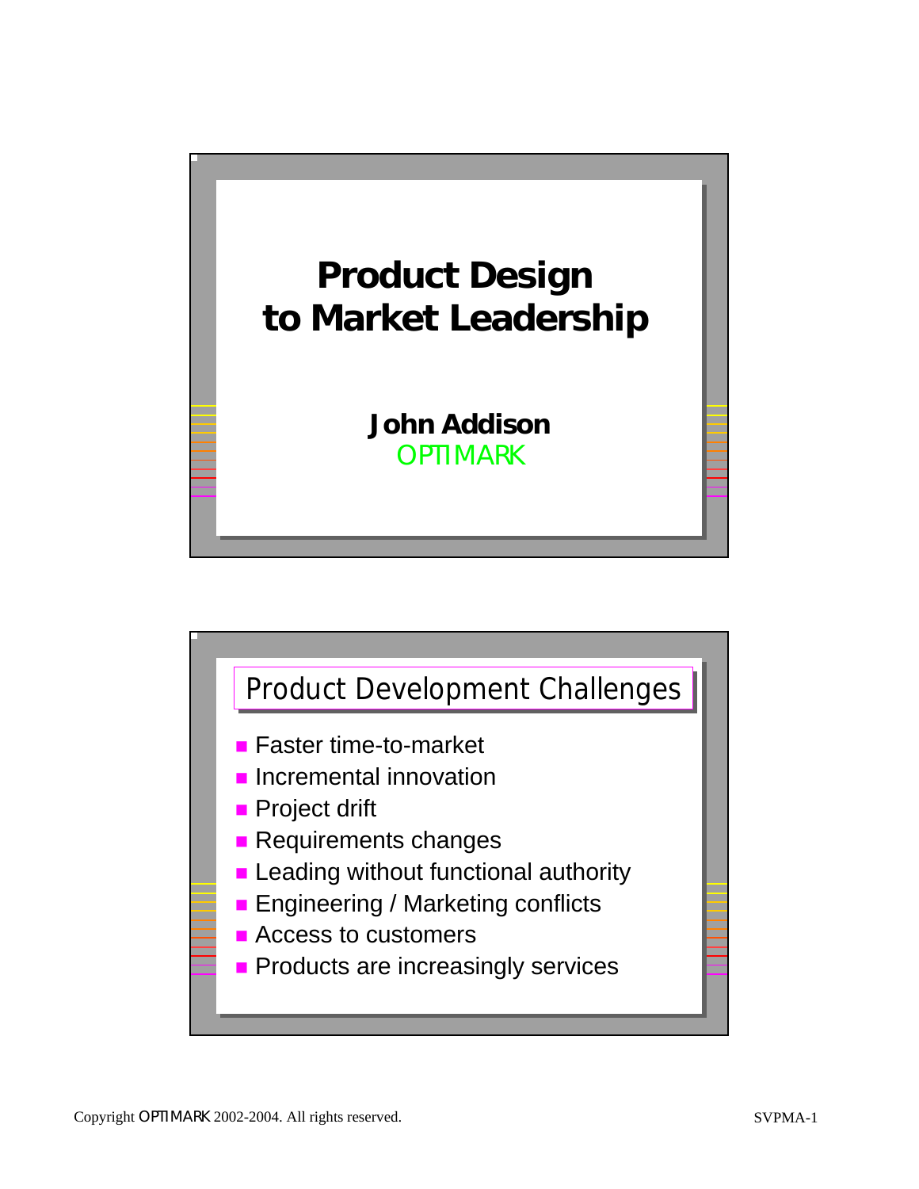# Product Design to Market Leadership

**John Addison**
OPTIMARK

## Product Development Challenges

- Faster time-to-market
- Incremental innovation
- Project drift
- Requirements changes
- Leading without functional authority
- Engineering / Marketing conflicts
- Access to customers
- Products are increasingly services

Copyright OPTIMARK 2002-2004. All rights reserved.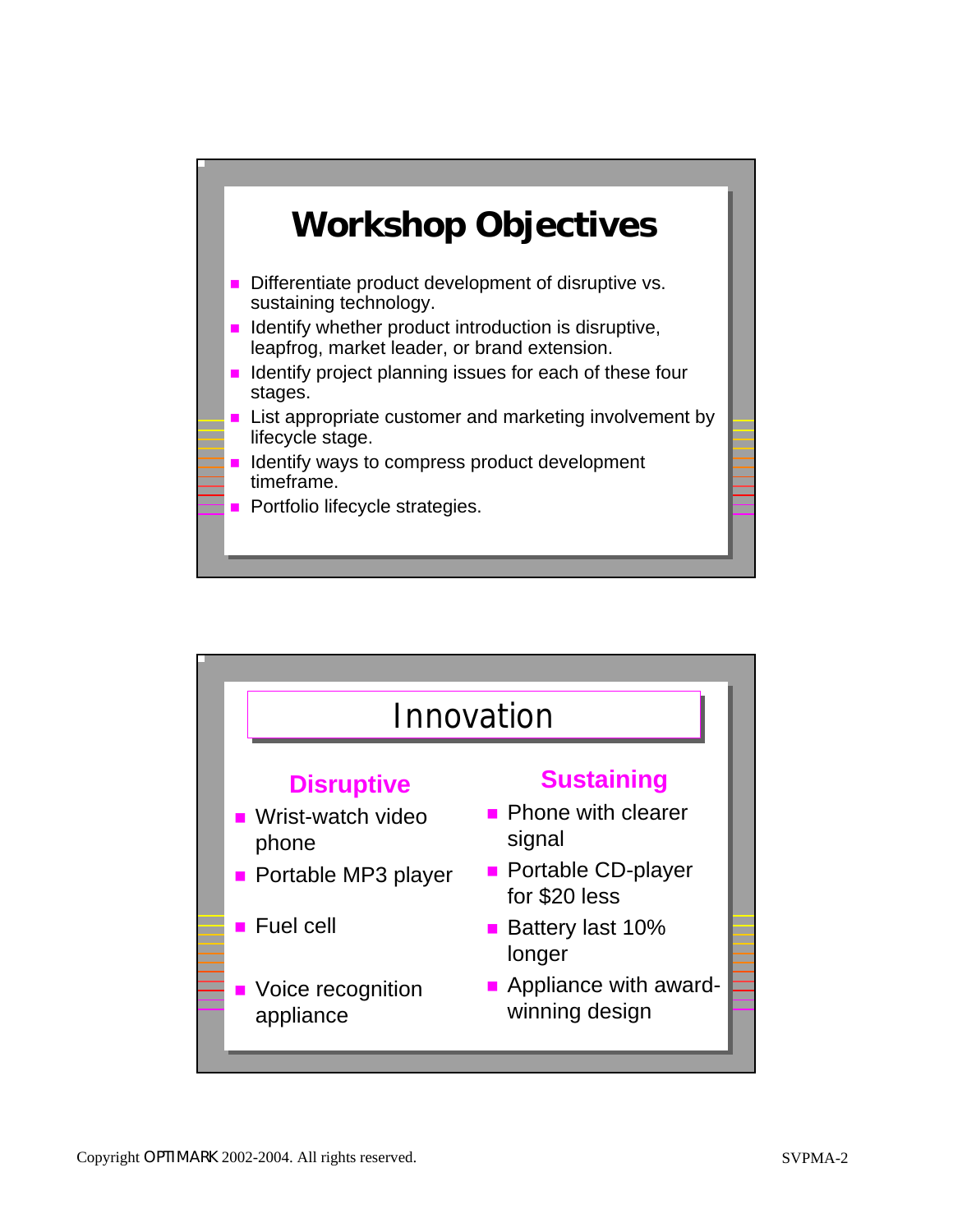# Workshop Objectives

- Differentiate product development of disruptive vs. sustaining technology.
- Identify whether product introduction is disruptive, leapfrog, market leader, or brand extension.
- Identify project planning issues for each of these four stages.
- List appropriate customer and marketing involvement by lifecycle stage.
- Identify ways to compress product development timeframe.
- Portfolio lifecycle strategies.

# Innovation

### Disruptive

- Wrist-watch video phone
- Portable MP3 player
- Fuel cell
- Voice recognition appliance

### Sustaining

- Phone with clearer signal
- Portable CD-player for $20 less
- Battery last 10% longer
- Appliance with award-winning design

Copyright OPTIMARK 2002-2004. All rights reserved.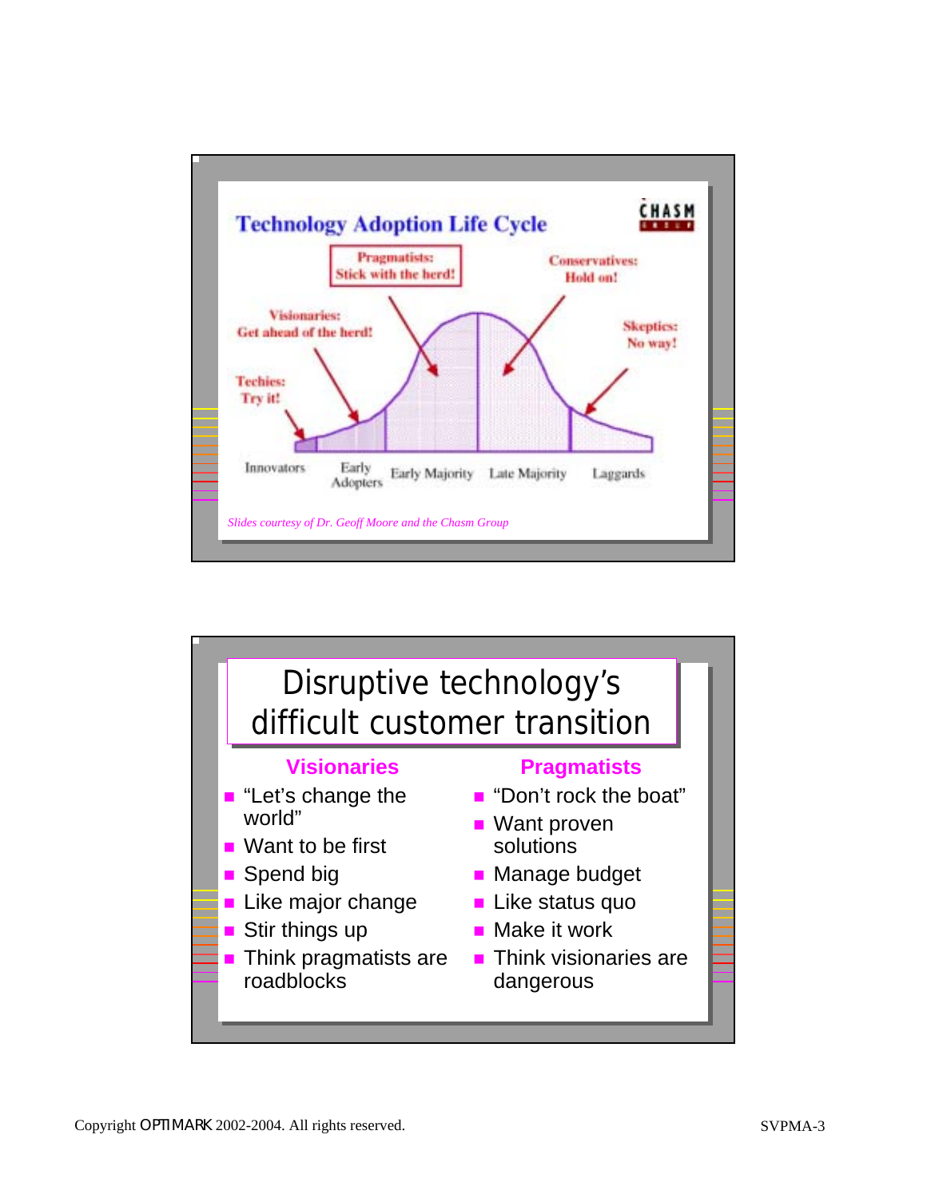## Technology Adoption Life Cycle

CHASM GROUP

- Techies: Try it!
- Visionaries: Get ahead of the herd!
- Pragmatists: Stick with the herd!
- Conservatives: Hold on!
- Skeptics: No way!

Innovators | Early Adopters | Early Majority | Late Majority | Laggards

*Slides courtesy of Dr. Geoff Moore and the Chasm Group*

## Disruptive technology's difficult customer transition

| Visionaries | Pragmatists |
| --- | --- |
| "Let's change the world" | "Don't rock the boat" |
| Want to be first | Want proven solutions |
| Spend big | Manage budget |
| Like major change | Like status quo |
| Stir things up | Make it work |
| Think pragmatists are roadblocks | Think visionaries are dangerous |

Copyright OPTIMARK 2002-2004. All rights reserved.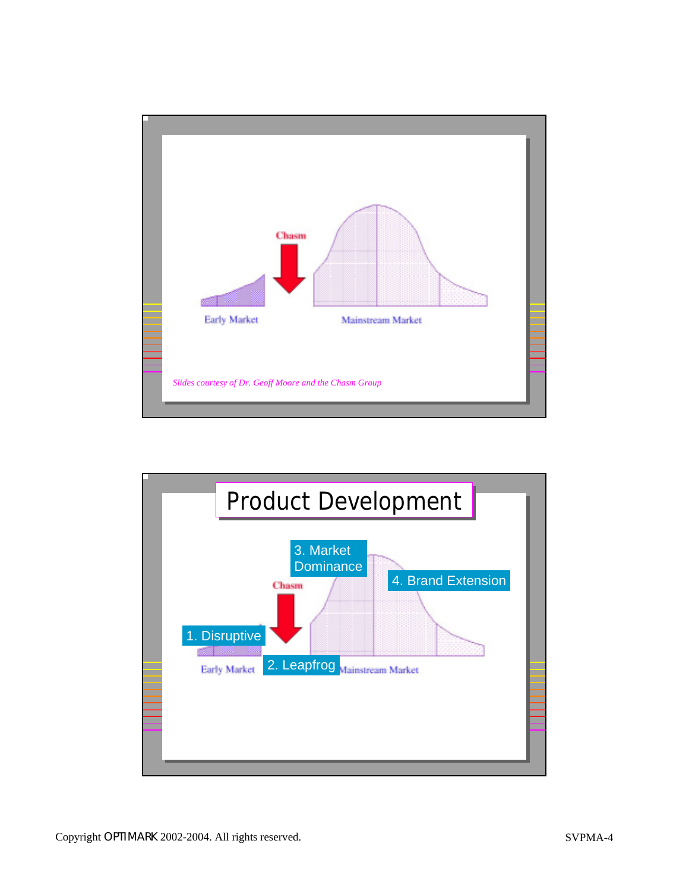Chasm

Early Market

Mainstream Market

*Slides courtesy of Dr. Geoff Moore and the Chasm Group*

## Product Development

3. Market Dominance

4. Brand Extension

Chasm

1. Disruptive

Early Market

2. Leapfrog

Mainstream Market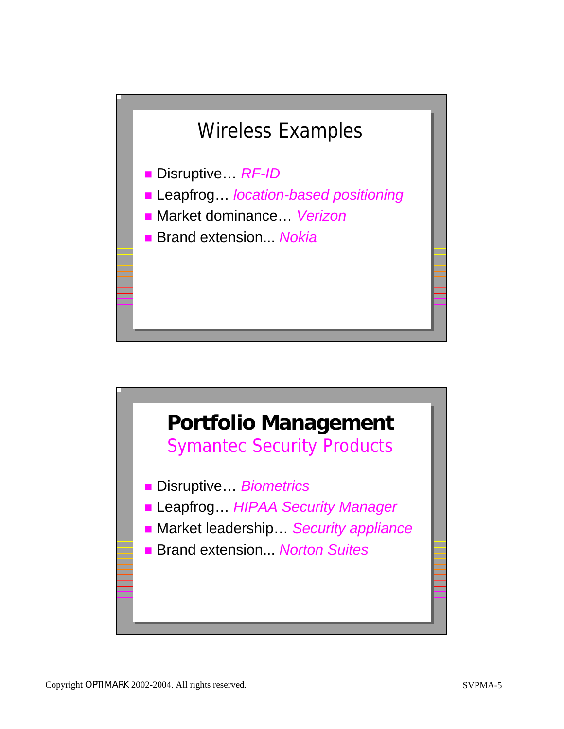## Wireless Examples

- Disruptive… *RF-ID*
- Leapfrog… *location-based positioning*
- Market dominance… *Verizon*
- Brand extension... *Nokia*

## Portfolio Management

### Symantec Security Products

- Disruptive… *Biometrics*
- Leapfrog… *HIPAA Security Manager*
- Market leadership… *Security appliance*
- Brand extension... *Norton Suites*

Copyright OPTIMARK 2002-2004. All rights reserved. SVPMA-5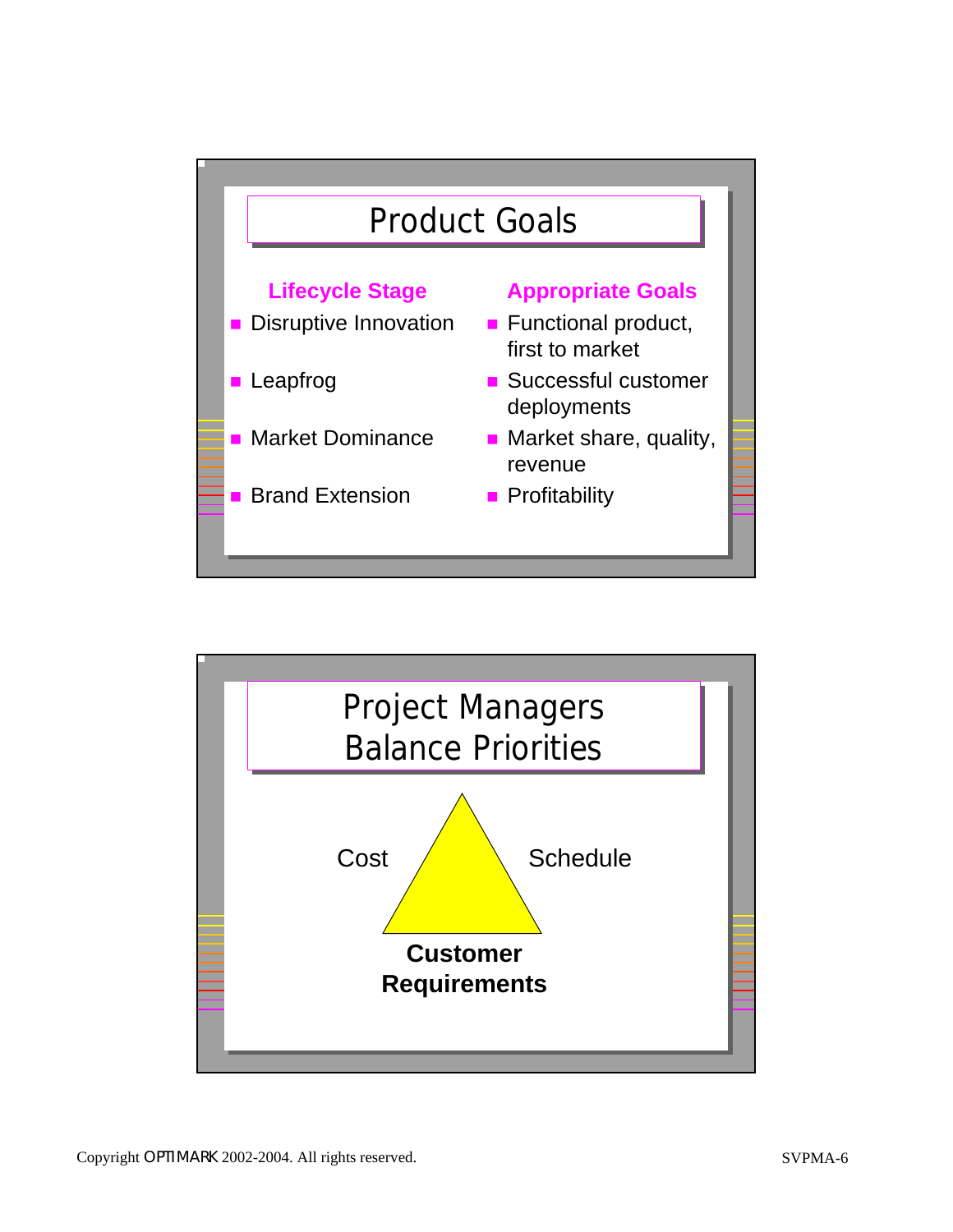## Product Goals

| Lifecycle Stage | Appropriate Goals |
|---|---|
| Disruptive Innovation | Functional product, first to market |
| Leapfrog | Successful customer deployments |
| Market Dominance | Market share, quality, revenue |
| Brand Extension | Profitability |

## Project Managers Balance Priorities

Cost

Schedule

**Customer Requirements**

Copyright OPTIMARK 2002-2004. All rights reserved.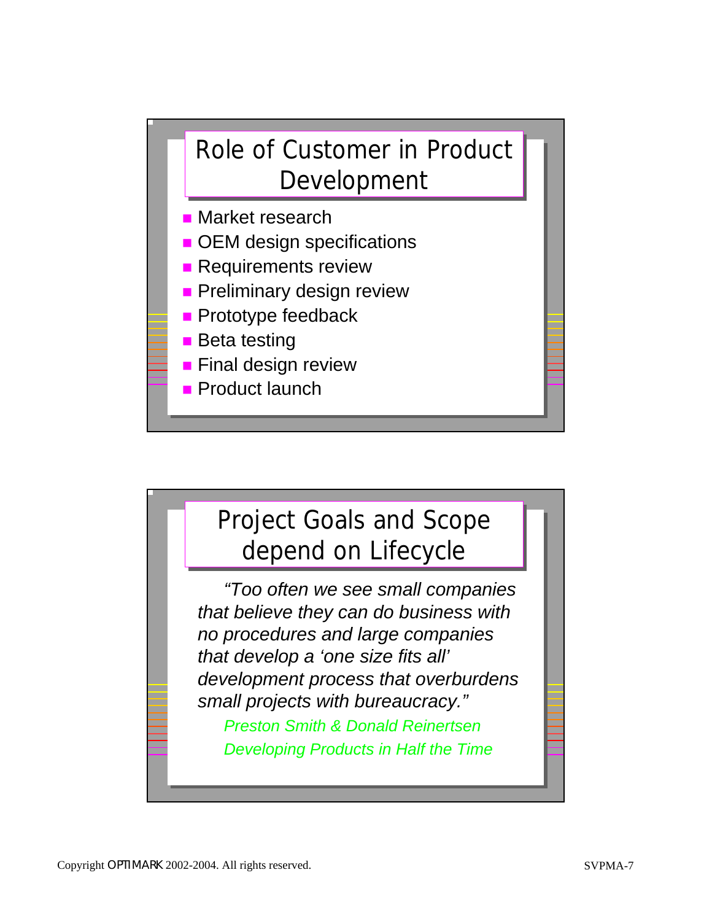## Role of Customer in Product Development

- Market research
- OEM design specifications
- Requirements review
- Preliminary design review
- Prototype feedback
- Beta testing
- Final design review
- Product launch

## Project Goals and Scope depend on Lifecycle

*"Too often we see small companies that believe they can do business with no procedures and large companies that develop a 'one size fits all' development process that overburdens small projects with bureaucracy."*

*Preston Smith & Donald Reinertsen*
*Developing Products in Half the Time*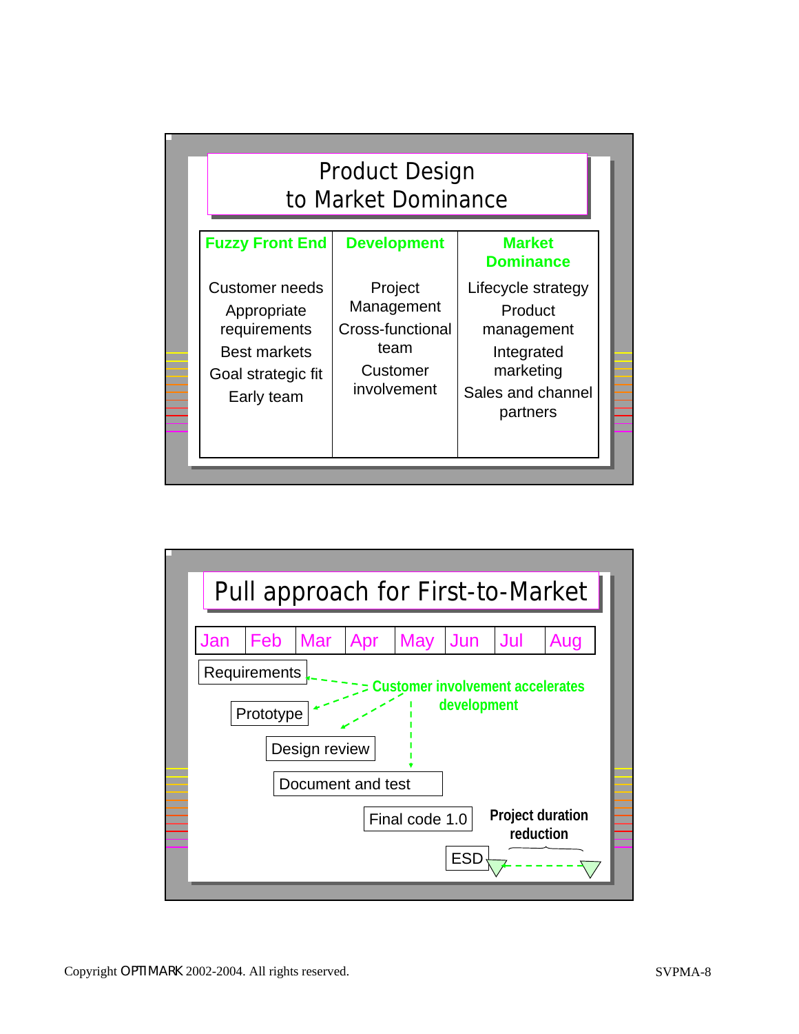## Product Design to Market Dominance

| Fuzzy Front End | Development | Market Dominance |
|---|---|---|
| Customer needs<br>Appropriate requirements<br>Best markets<br>Goal strategic fit<br>Early team | Project Management<br>Cross-functional team<br>Customer involvement | Lifecycle strategy<br>Product management<br>Integrated marketing<br>Sales and channel partners |

## Pull approach for First-to-Market

| Jan | Feb | Mar | Apr | May | Jun | Jul | Aug |
|---|---|---|---|---|---|---|---|

- Requirements
- Prototype
- Design review
- Document and test
- Final code 1.0
- ESD

**Customer involvement accelerates development**

**Project duration reduction**

Copyright OPTIMARK 2002-2004. All rights reserved.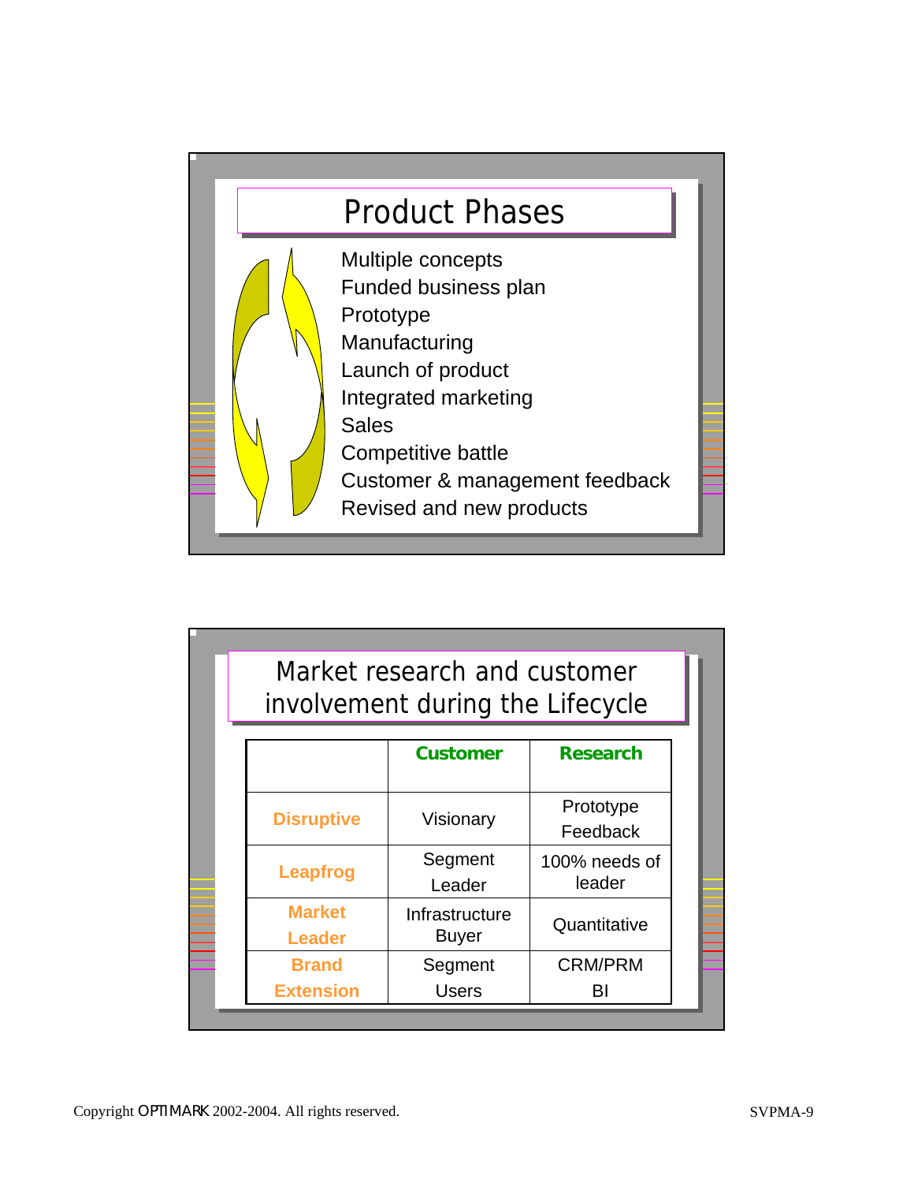## Product Phases

- Multiple concepts
- Funded business plan
- Prototype
- Manufacturing
- Launch of product
- Integrated marketing
- Sales
- Competitive battle
- Customer & management feedback
- Revised and new products

## Market research and customer involvement during the Lifecycle

| | Customer | Research |
|---|---|---|
| **Disruptive** | Visionary | Prototype Feedback |
| **Leapfrog** | Segment Leader | 100% needs of leader |
| **Market Leader** | Infrastructure Buyer | Quantitative |
| **Brand Extension** | Segment Users | CRM/PRM BI |

Copyright OPTIMARK 2002-2004. All rights reserved.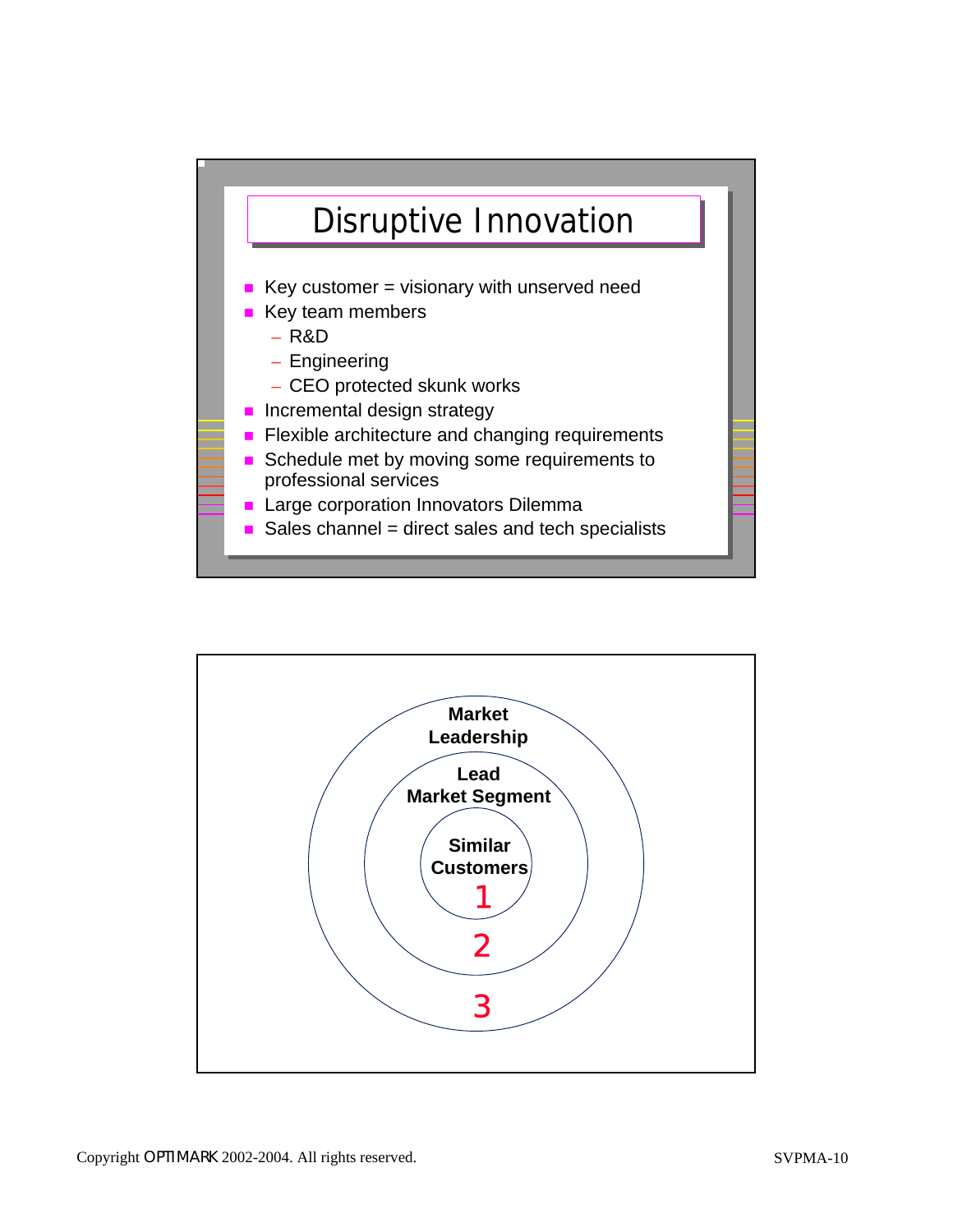# Disruptive Innovation

- Key customer = visionary with unserved need
- Key team members
  - R&D
  - Engineering
  - CEO protected skunk works
- Incremental design strategy
- Flexible architecture and changing requirements
- Schedule met by moving some requirements to professional services
- Large corporation Innovators Dilemma
- Sales channel = direct sales and tech specialists

Market Leadership

Lead Market Segment

Similar Customers

1

2

3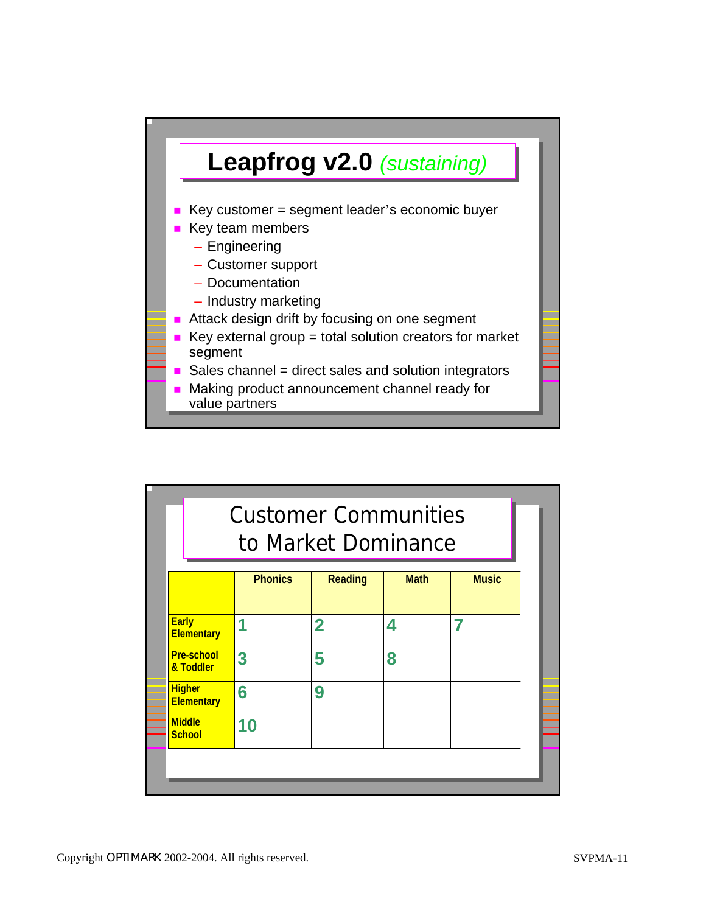# Leapfrog v2.0 *(sustaining)*

- Key customer = segment leader's economic buyer
- Key team members
  - Engineering
  - Customer support
  - Documentation
  - Industry marketing
- Attack design drift by focusing on one segment
- Key external group = total solution creators for market segment
- Sales channel = direct sales and solution integrators
- Making product announcement channel ready for value partners

# Customer Communities to Market Dominance

| | Phonics | Reading | Math | Music |
|---|---|---|---|---|
| Early Elementary | 1 | 2 | 4 | 7 |
| Pre-school & Toddler | 3 | 5 | 8 | |
| Higher Elementary | 6 | 9 | | |
| Middle School | 10 | | | |

Copyright OPTIMARK 2002-2004. All rights reserved.

SVPMA-11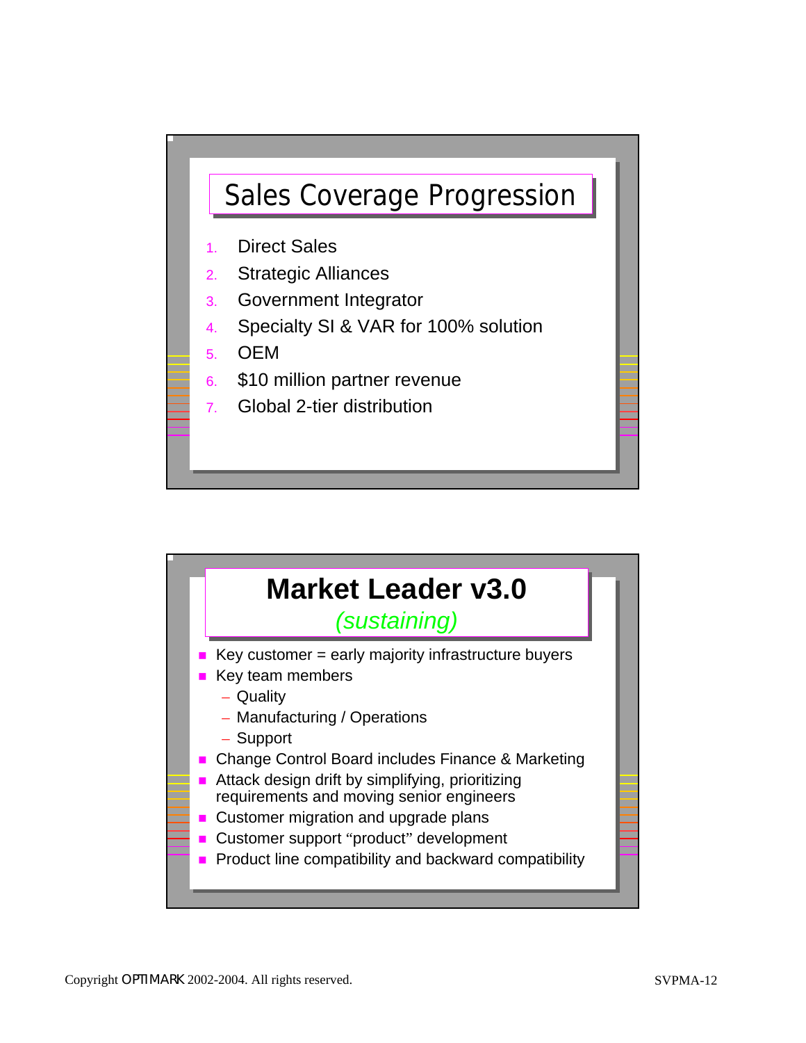## Sales Coverage Progression

1. Direct Sales
2. Strategic Alliances
3. Government Integrator
4. Specialty SI & VAR for 100% solution
5. OEM
6. $10 million partner revenue
7. Global 2-tier distribution

## Market Leader v3.0

*(sustaining)*

- Key customer = early majority infrastructure buyers
- Key team members
  - Quality
  - Manufacturing / Operations
  - Support
- Change Control Board includes Finance & Marketing
- Attack design drift by simplifying, prioritizing requirements and moving senior engineers
- Customer migration and upgrade plans
- Customer support "product" development
- Product line compatibility and backward compatibility

Copyright OPTIMARK 2002-2004. All rights reserved.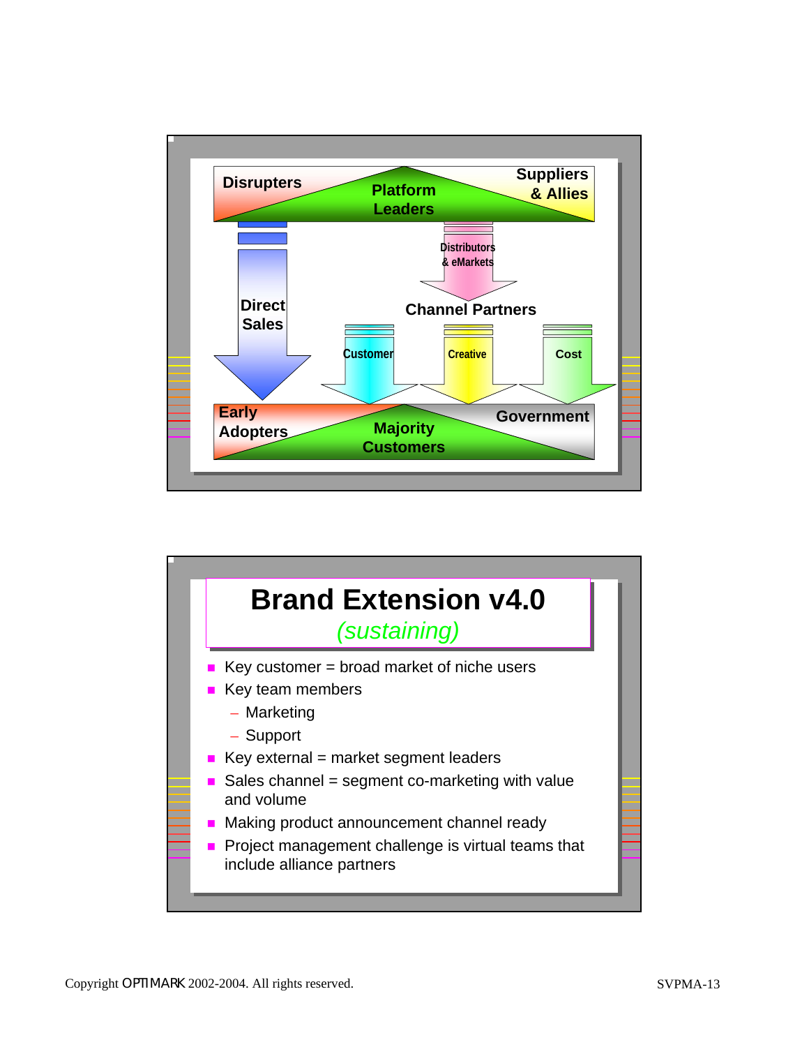Disrupters

Platform Leaders

Suppliers & Allies

Direct Sales

Distributors & eMarkets

Channel Partners

Customer

Creative

Cost

Early Adopters

Majority Customers

Government

# Brand Extension v4.0

*(sustaining)*

- Key customer = broad market of niche users
- Key team members
  - Marketing
  - Support
- Key external = market segment leaders
- Sales channel = segment co-marketing with value and volume
- Making product announcement channel ready
- Project management challenge is virtual teams that include alliance partners

Copyright OPTIMARK 2002-2004. All rights reserved.

SVPMA-13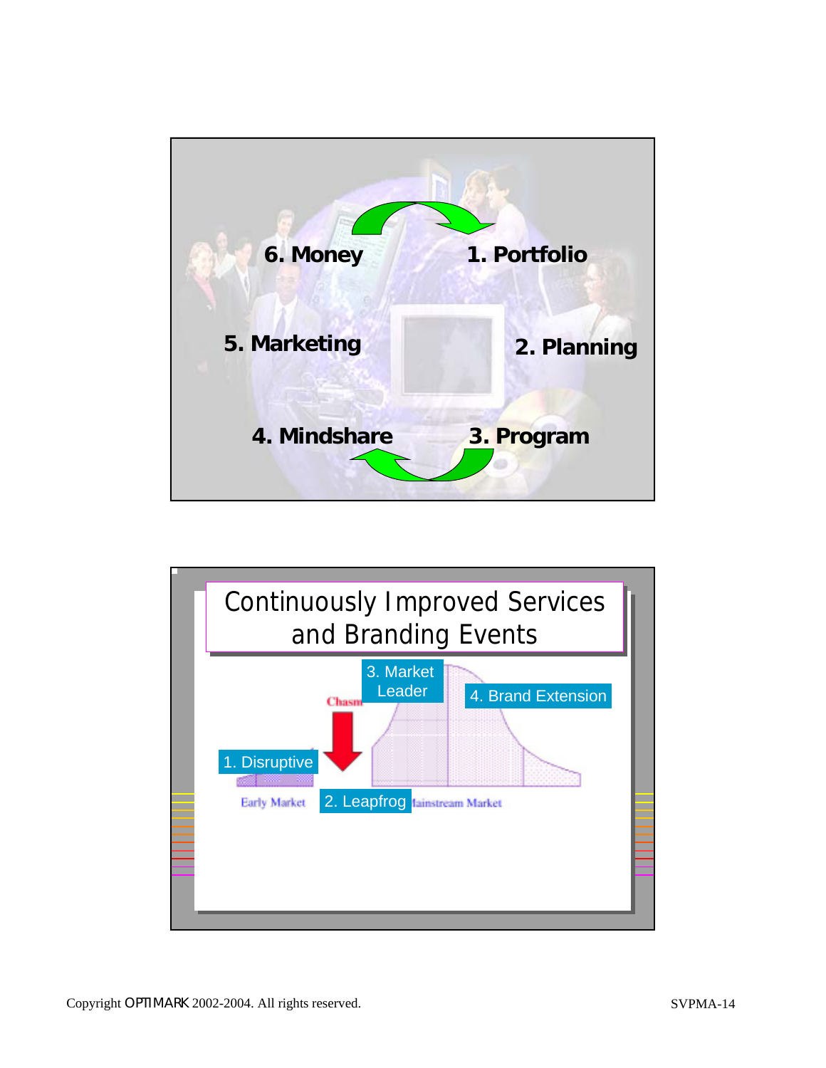6. Money

1. Portfolio

5. Marketing

2. Planning

4. Mindshare

3. Program

## Continuously Improved Services and Branding Events

3. Market Leader

Chasm

4. Brand Extension

1. Disruptive

Early Market

2. Leapfrog

Mainstream Market

Copyright OPTIMARK 2002-2004. All rights reserved.

SVPMA-14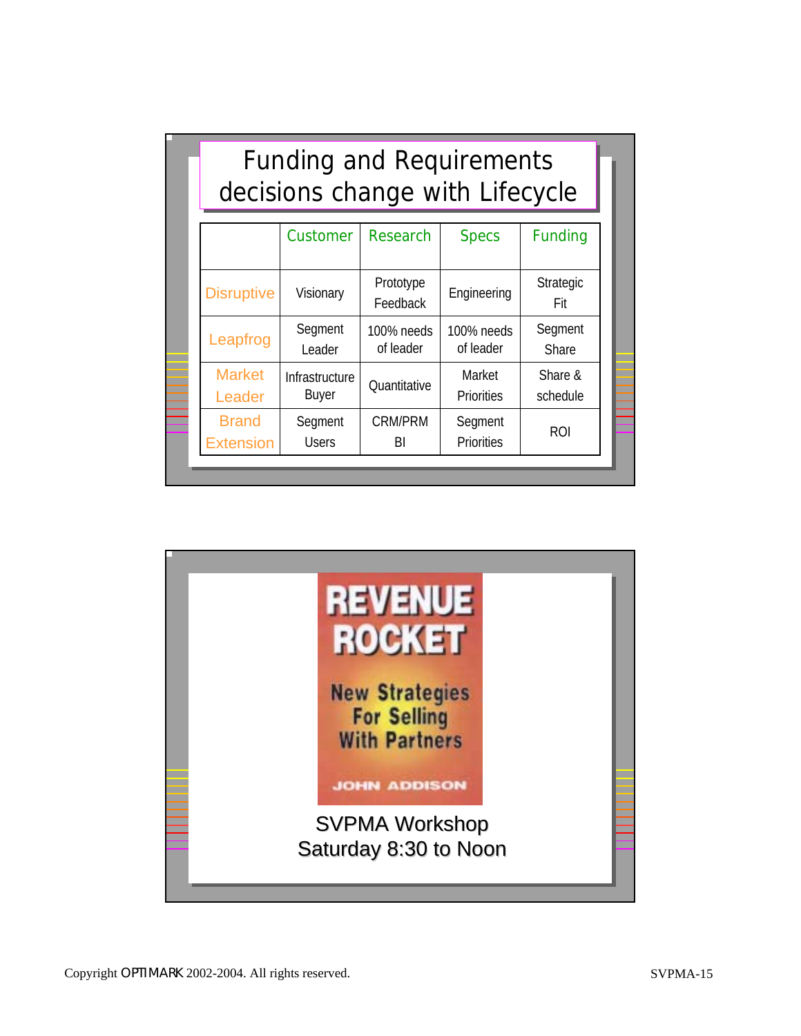## Funding and Requirements decisions change with Lifecycle

| | Customer | Research | Specs | Funding |
|---|---|---|---|---|
| Disruptive | Visionary | Prototype Feedback | Engineering | Strategic Fit |
| Leapfrog | Segment Leader | 100% needs of leader | 100% needs of leader | Segment Share |
| Market Leader | Infrastructure Buyer | Quantitative | Market Priorities | Share & schedule |
| Brand Extension | Segment Users | CRM/PRM BI | Segment Priorities | ROI |

**REVENUE ROCKET**

New Strategies For Selling With Partners

JOHN ADDISON

SVPMA Workshop
Saturday 8:30 to Noon

Copyright OPTIMARK 2002-2004. All rights reserved.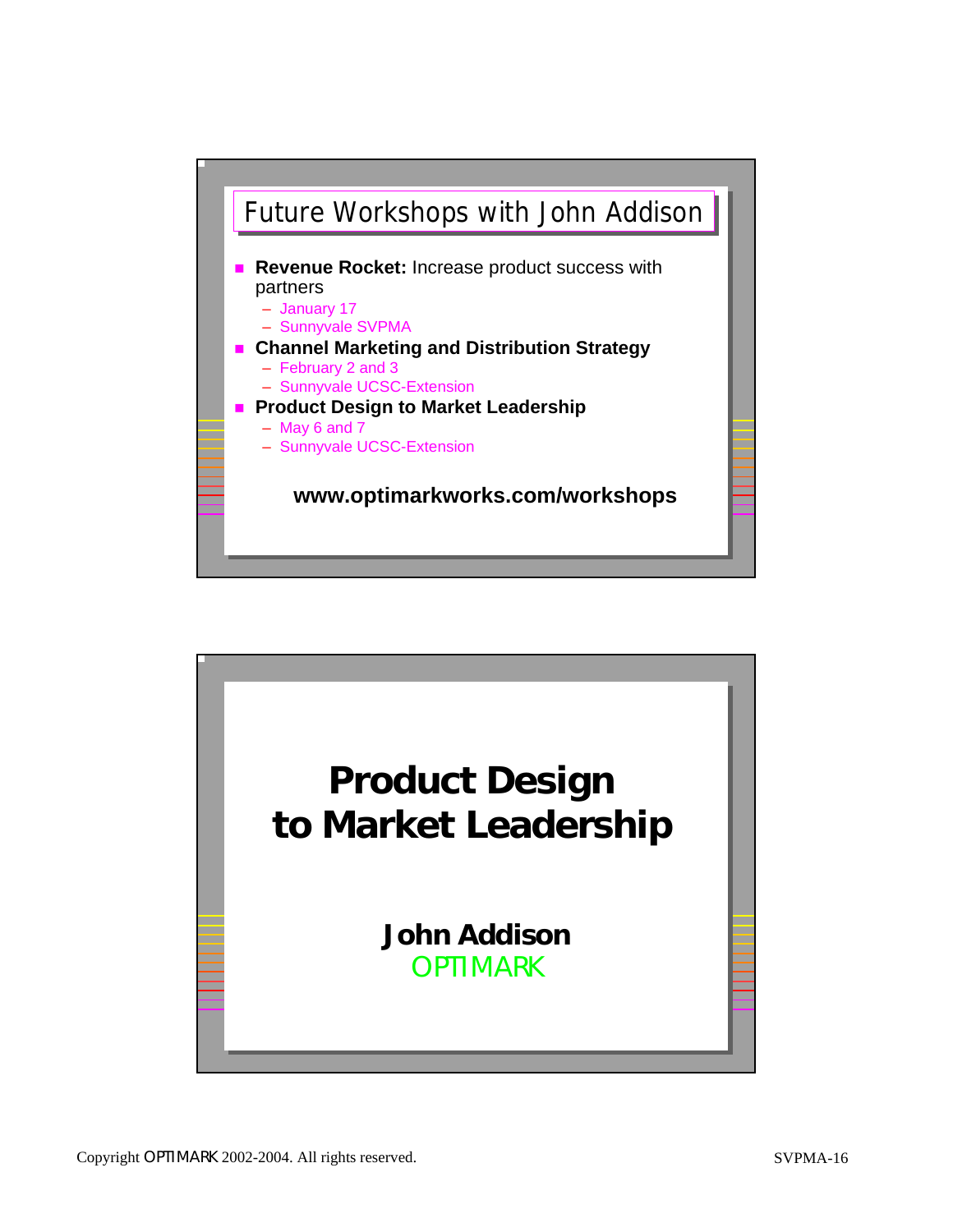## Future Workshops with John Addison

- **Revenue Rocket:** Increase product success with partners
  - January 17
  - Sunnyvale SVPMA
- **Channel Marketing and Distribution Strategy**
  - February 2 and 3
  - Sunnyvale UCSC-Extension
- **Product Design to Market Leadership**
  - May 6 and 7
  - Sunnyvale UCSC-Extension

**www.optimarkworks.com/workshops**

# Product Design to Market Leadership

**John Addison**

OPTIMARK

Copyright OPTIMARK 2002-2004. All rights reserved.